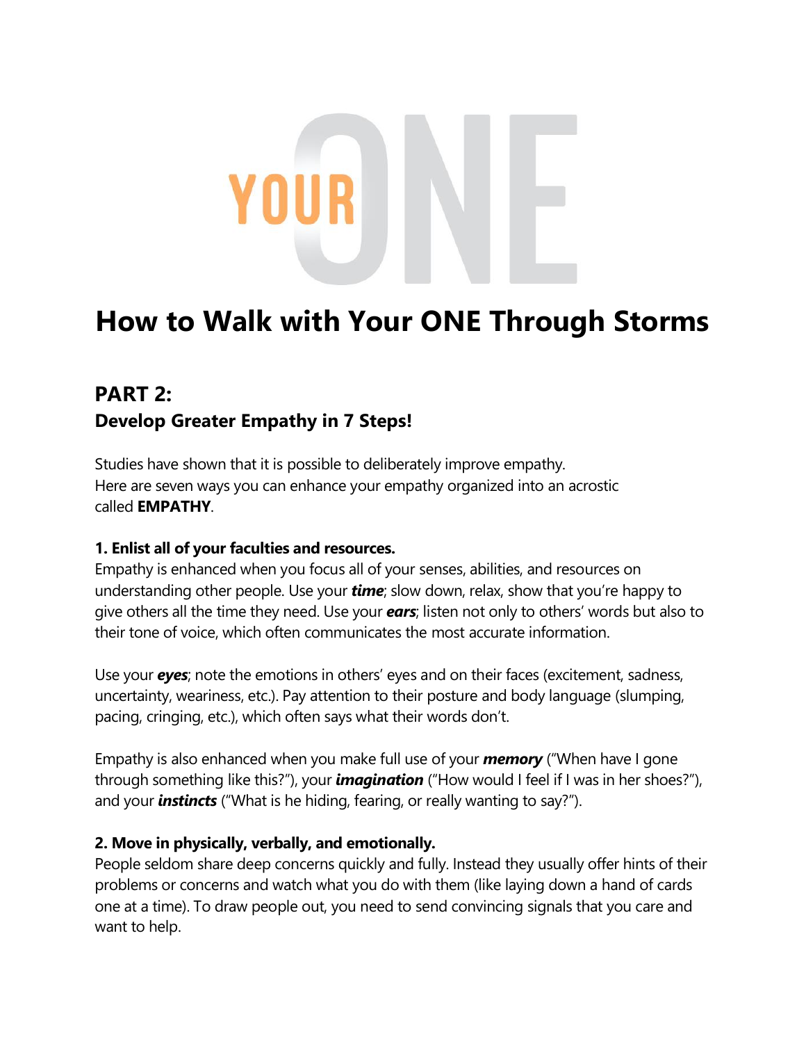YOUR ONE

# How to Walk with Your ONE Through Storms

## PART 2:
### Develop Greater Empathy in 7 Steps!

Studies have shown that it is possible to deliberately improve empathy. Here are seven ways you can enhance your empathy organized into an acrostic called **EMPATHY**.

**1. Enlist all of your faculties and resources.**
Empathy is enhanced when you focus all of your senses, abilities, and resources on understanding other people. Use your ***time***; slow down, relax, show that you're happy to give others all the time they need. Use your ***ears***; listen not only to others' words but also to their tone of voice, which often communicates the most accurate information.

Use your ***eyes***; note the emotions in others' eyes and on their faces (excitement, sadness, uncertainty, weariness, etc.). Pay attention to their posture and body language (slumping, pacing, cringing, etc.), which often says what their words don't.

Empathy is also enhanced when you make full use of your ***memory*** ("When have I gone through something like this?"), your ***imagination*** ("How would I feel if I was in her shoes?"), and your ***instincts*** ("What is he hiding, fearing, or really wanting to say?").

**2. Move in physically, verbally, and emotionally.**
People seldom share deep concerns quickly and fully. Instead they usually offer hints of their problems or concerns and watch what you do with them (like laying down a hand of cards one at a time). To draw people out, you need to send convincing signals that you care and want to help.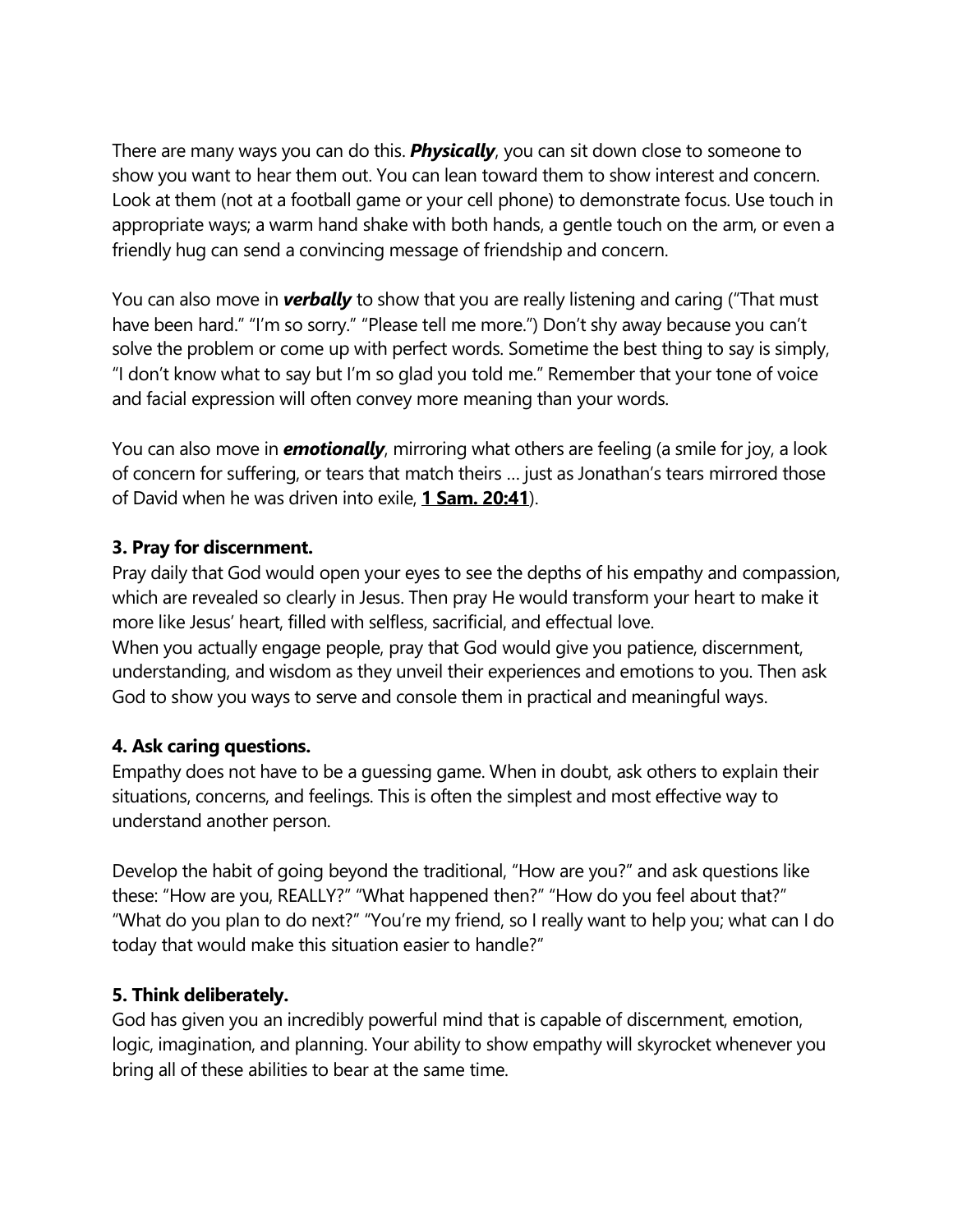There are many ways you can do this. ***Physically***, you can sit down close to someone to show you want to hear them out. You can lean toward them to show interest and concern. Look at them (not at a football game or your cell phone) to demonstrate focus. Use touch in appropriate ways; a warm hand shake with both hands, a gentle touch on the arm, or even a friendly hug can send a convincing message of friendship and concern.

You can also move in ***verbally*** to show that you are really listening and caring ("That must have been hard." "I'm so sorry." "Please tell me more.") Don't shy away because you can't solve the problem or come up with perfect words. Sometime the best thing to say is simply, "I don't know what to say but I'm so glad you told me." Remember that your tone of voice and facial expression will often convey more meaning than your words.

You can also move in ***emotionally***, mirroring what others are feeling (a smile for joy, a look of concern for suffering, or tears that match theirs … just as Jonathan's tears mirrored those of David when he was driven into exile, **1 Sam. 20:41**).

**3. Pray for discernment.**

Pray daily that God would open your eyes to see the depths of his empathy and compassion, which are revealed so clearly in Jesus. Then pray He would transform your heart to make it more like Jesus' heart, filled with selfless, sacrificial, and effectual love.

When you actually engage people, pray that God would give you patience, discernment, understanding, and wisdom as they unveil their experiences and emotions to you. Then ask God to show you ways to serve and console them in practical and meaningful ways.

**4. Ask caring questions.**

Empathy does not have to be a guessing game. When in doubt, ask others to explain their situations, concerns, and feelings. This is often the simplest and most effective way to understand another person.

Develop the habit of going beyond the traditional, "How are you?" and ask questions like these: "How are you, REALLY?" "What happened then?" "How do you feel about that?" "What do you plan to do next?" "You're my friend, so I really want to help you; what can I do today that would make this situation easier to handle?"

**5. Think deliberately.**

God has given you an incredibly powerful mind that is capable of discernment, emotion, logic, imagination, and planning. Your ability to show empathy will skyrocket whenever you bring all of these abilities to bear at the same time.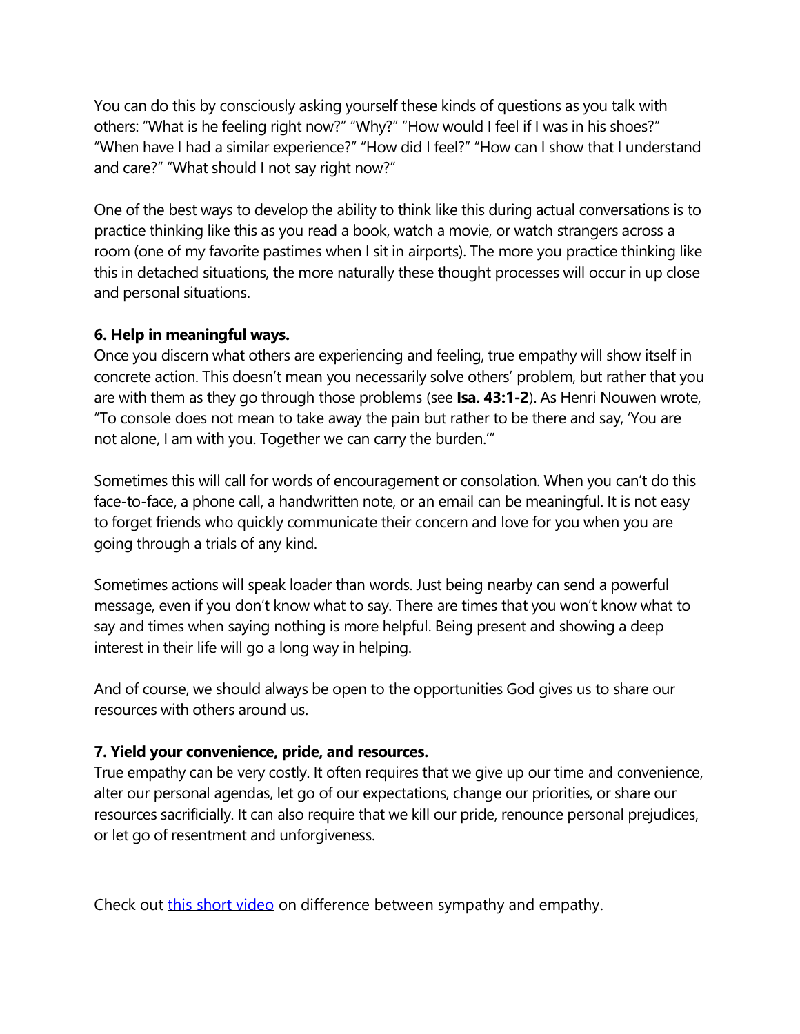You can do this by consciously asking yourself these kinds of questions as you talk with others: "What is he feeling right now?" "Why?" "How would I feel if I was in his shoes?" "When have I had a similar experience?" "How did I feel?" "How can I show that I understand and care?" "What should I not say right now?"

One of the best ways to develop the ability to think like this during actual conversations is to practice thinking like this as you read a book, watch a movie, or watch strangers across a room (one of my favorite pastimes when I sit in airports). The more you practice thinking like this in detached situations, the more naturally these thought processes will occur in up close and personal situations.

**6. Help in meaningful ways.**
Once you discern what others are experiencing and feeling, true empathy will show itself in concrete action. This doesn't mean you necessarily solve others' problem, but rather that you are with them as they go through those problems (see **Isa. 43:1-2**). As Henri Nouwen wrote, "To console does not mean to take away the pain but rather to be there and say, 'You are not alone, I am with you. Together we can carry the burden.'"

Sometimes this will call for words of encouragement or consolation. When you can't do this face-to-face, a phone call, a handwritten note, or an email can be meaningful. It is not easy to forget friends who quickly communicate their concern and love for you when you are going through a trials of any kind.

Sometimes actions will speak loader than words. Just being nearby can send a powerful message, even if you don't know what to say. There are times that you won't know what to say and times when saying nothing is more helpful. Being present and showing a deep interest in their life will go a long way in helping.

And of course, we should always be open to the opportunities God gives us to share our resources with others around us.

**7. Yield your convenience, pride, and resources.**
True empathy can be very costly. It often requires that we give up our time and convenience, alter our personal agendas, let go of our expectations, change our priorities, or share our resources sacrificially. It can also require that we kill our pride, renounce personal prejudices, or let go of resentment and unforgiveness.

Check out this short video on difference between sympathy and empathy.